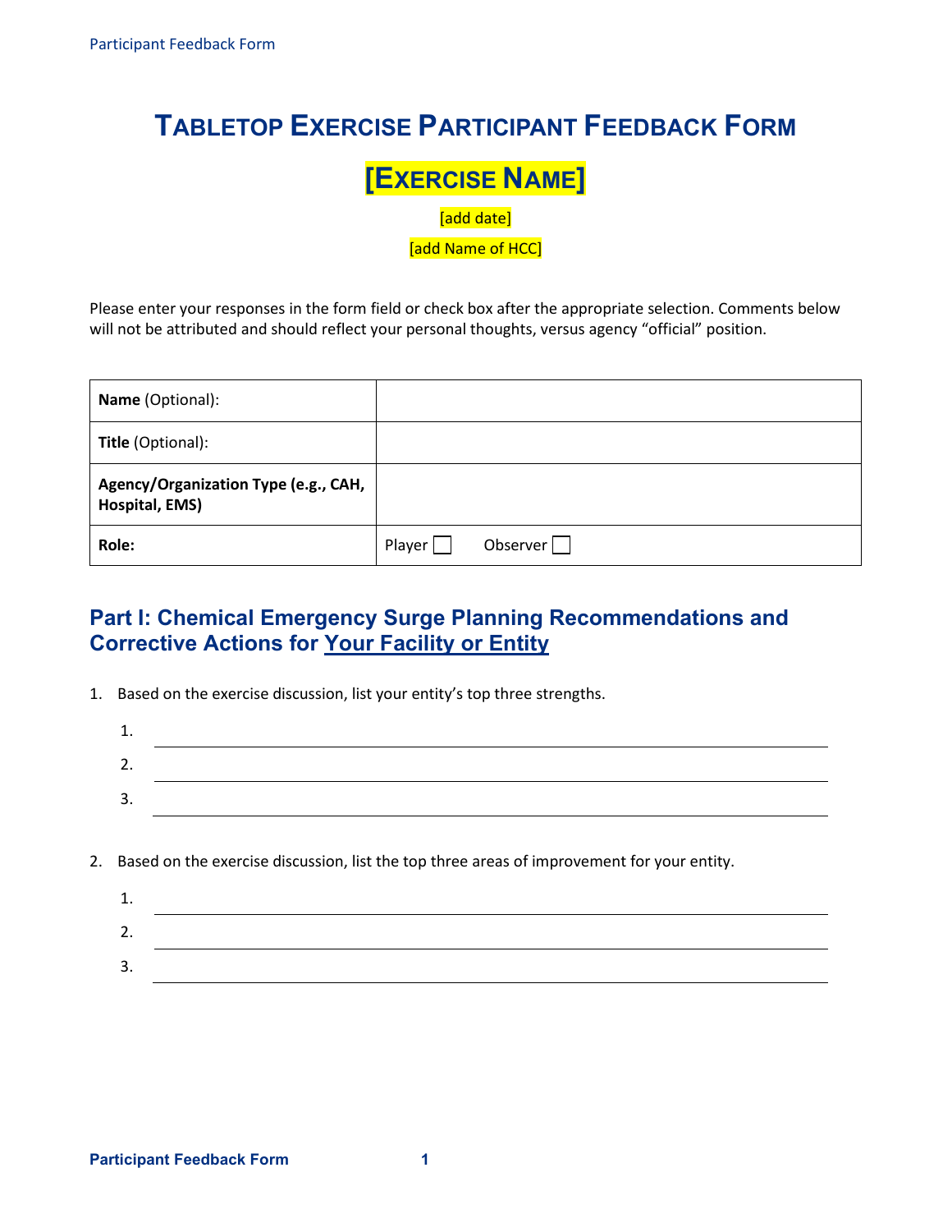# Tabletop Exercise Participant Feedback Form

## [Exercise Name]

[add date]

[add Name of HCC]

Please enter your responses in the form field or check box after the appropriate selection. Comments below will not be attributed and should reflect your personal thoughts, versus agency "official" position.

| | |
|---|---|
| **Name** (Optional): | |
| **Title** (Optional): | |
| **Agency/Organization Type (e.g., CAH, Hospital, EMS)** | |
| **Role:** | Player ☐ Observer ☐ |

## Part I: Chemical Emergency Surge Planning Recommendations and Corrective Actions for Your Facility or Entity

1. Based on the exercise discussion, list your entity's top three strengths.

    1. ______________________________
    2. ______________________________
    3. ______________________________

2. Based on the exercise discussion, list the top three areas of improvement for your entity.

    1. ______________________________
    2. ______________________________
    3. ______________________________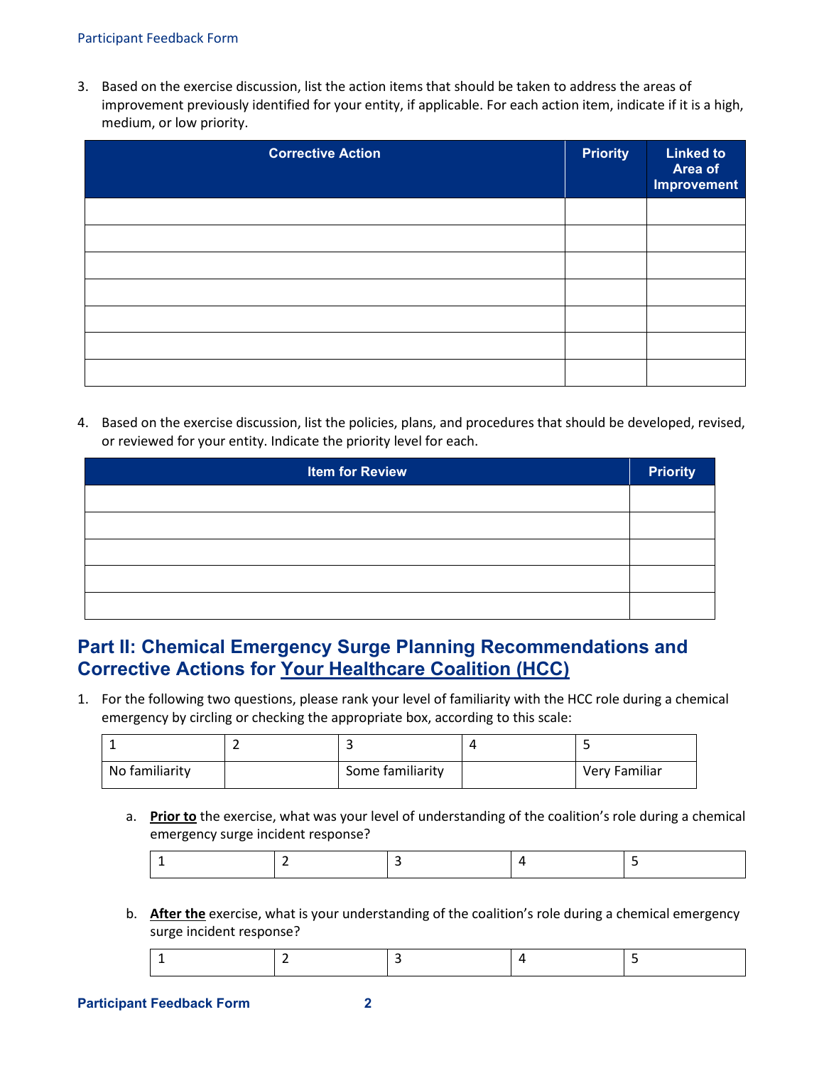3. Based on the exercise discussion, list the action items that should be taken to address the areas of improvement previously identified for your entity, if applicable. For each action item, indicate if it is a high, medium, or low priority.

| Corrective Action | Priority | Linked to Area of Improvement |
|---|---|---|
| | | |
| | | |
| | | |
| | | |
| | | |
| | | |
| | | |

4. Based on the exercise discussion, list the policies, plans, and procedures that should be developed, revised, or reviewed for your entity. Indicate the priority level for each.

| Item for Review | Priority |
|---|---|
| | |
| | |
| | |
| | |
| | |

## Part II: Chemical Emergency Surge Planning Recommendations and Corrective Actions for <u>Your Healthcare Coalition (HCC)</u>

1. For the following two questions, please rank your level of familiarity with the HCC role during a chemical emergency by circling or checking the appropriate box, according to this scale:

| 1 | 2 | 3 | 4 | 5 |
|---|---|---|---|---|
| No familiarity | | Some familiarity | | Very Familiar |

   a. **<u>Prior to</u>** the exercise, what was your level of understanding of the coalition's role during a chemical emergency surge incident response?

| 1 | 2 | 3 | 4 | 5 |
|---|---|---|---|---|

   b. **<u>After the</u>** exercise, what is your understanding of the coalition's role during a chemical emergency surge incident response?

| 1 | 2 | 3 | 4 | 5 |
|---|---|---|---|---|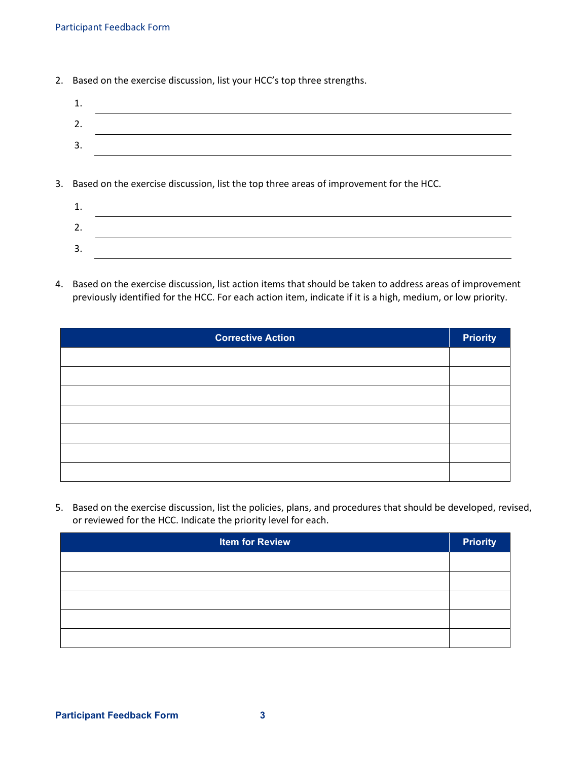2. Based on the exercise discussion, list your HCC's top three strengths.

   1. \_\_\_\_\_\_\_\_\_\_\_\_\_\_\_\_\_\_\_\_\_\_\_\_\_\_\_\_\_\_\_\_\_\_\_\_\_\_\_\_
   2. \_\_\_\_\_\_\_\_\_\_\_\_\_\_\_\_\_\_\_\_\_\_\_\_\_\_\_\_\_\_\_\_\_\_\_\_\_\_\_\_
   3. \_\_\_\_\_\_\_\_\_\_\_\_\_\_\_\_\_\_\_\_\_\_\_\_\_\_\_\_\_\_\_\_\_\_\_\_\_\_\_\_

3. Based on the exercise discussion, list the top three areas of improvement for the HCC.

   1. \_\_\_\_\_\_\_\_\_\_\_\_\_\_\_\_\_\_\_\_\_\_\_\_\_\_\_\_\_\_\_\_\_\_\_\_\_\_\_\_
   2. \_\_\_\_\_\_\_\_\_\_\_\_\_\_\_\_\_\_\_\_\_\_\_\_\_\_\_\_\_\_\_\_\_\_\_\_\_\_\_\_
   3. \_\_\_\_\_\_\_\_\_\_\_\_\_\_\_\_\_\_\_\_\_\_\_\_\_\_\_\_\_\_\_\_\_\_\_\_\_\_\_\_

4. Based on the exercise discussion, list action items that should be taken to address areas of improvement previously identified for the HCC. For each action item, indicate if it is a high, medium, or low priority.

| Corrective Action | Priority |
|---|---|
| | |
| | |
| | |
| | |
| | |
| | |
| | |

5. Based on the exercise discussion, list the policies, plans, and procedures that should be developed, revised, or reviewed for the HCC. Indicate the priority level for each.

| Item for Review | Priority |
|---|---|
| | |
| | |
| | |
| | |
| | |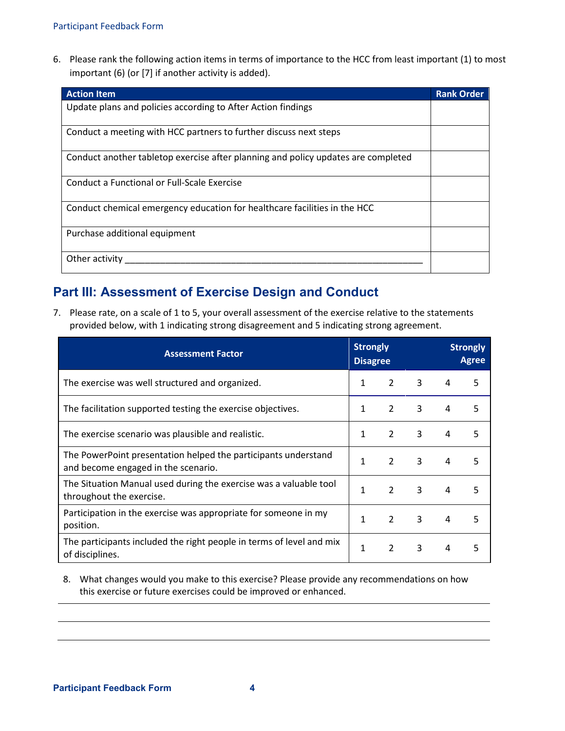6. Please rank the following action items in terms of importance to the HCC from least important (1) to most important (6) (or [7] if another activity is added).

| Action Item | Rank Order |
|---|---|
| Update plans and policies according to After Action findings | |
| Conduct a meeting with HCC partners to further discuss next steps | |
| Conduct another tabletop exercise after planning and policy updates are completed | |
| Conduct a Functional or Full-Scale Exercise | |
| Conduct chemical emergency education for healthcare facilities in the HCC | |
| Purchase additional equipment | |
| Other activity ____________________________________________________________ | |

## Part III: Assessment of Exercise Design and Conduct

7. Please rate, on a scale of 1 to 5, your overall assessment of the exercise relative to the statements provided below, with 1 indicating strong disagreement and 5 indicating strong agreement.

| Assessment Factor | Strongly Disagree | | | | Strongly Agree |
|---|---|---|---|---|---|
| The exercise was well structured and organized. | 1 | 2 | 3 | 4 | 5 |
| The facilitation supported testing the exercise objectives. | 1 | 2 | 3 | 4 | 5 |
| The exercise scenario was plausible and realistic. | 1 | 2 | 3 | 4 | 5 |
| The PowerPoint presentation helped the participants understand and become engaged in the scenario. | 1 | 2 | 3 | 4 | 5 |
| The Situation Manual used during the exercise was a valuable tool throughout the exercise. | 1 | 2 | 3 | 4 | 5 |
| Participation in the exercise was appropriate for someone in my position. | 1 | 2 | 3 | 4 | 5 |
| The participants included the right people in terms of level and mix of disciplines. | 1 | 2 | 3 | 4 | 5 |

8. What changes would you make to this exercise? Please provide any recommendations on how this exercise or future exercises could be improved or enhanced.

______________________________________________________________________________

______________________________________________________________________________

______________________________________________________________________________